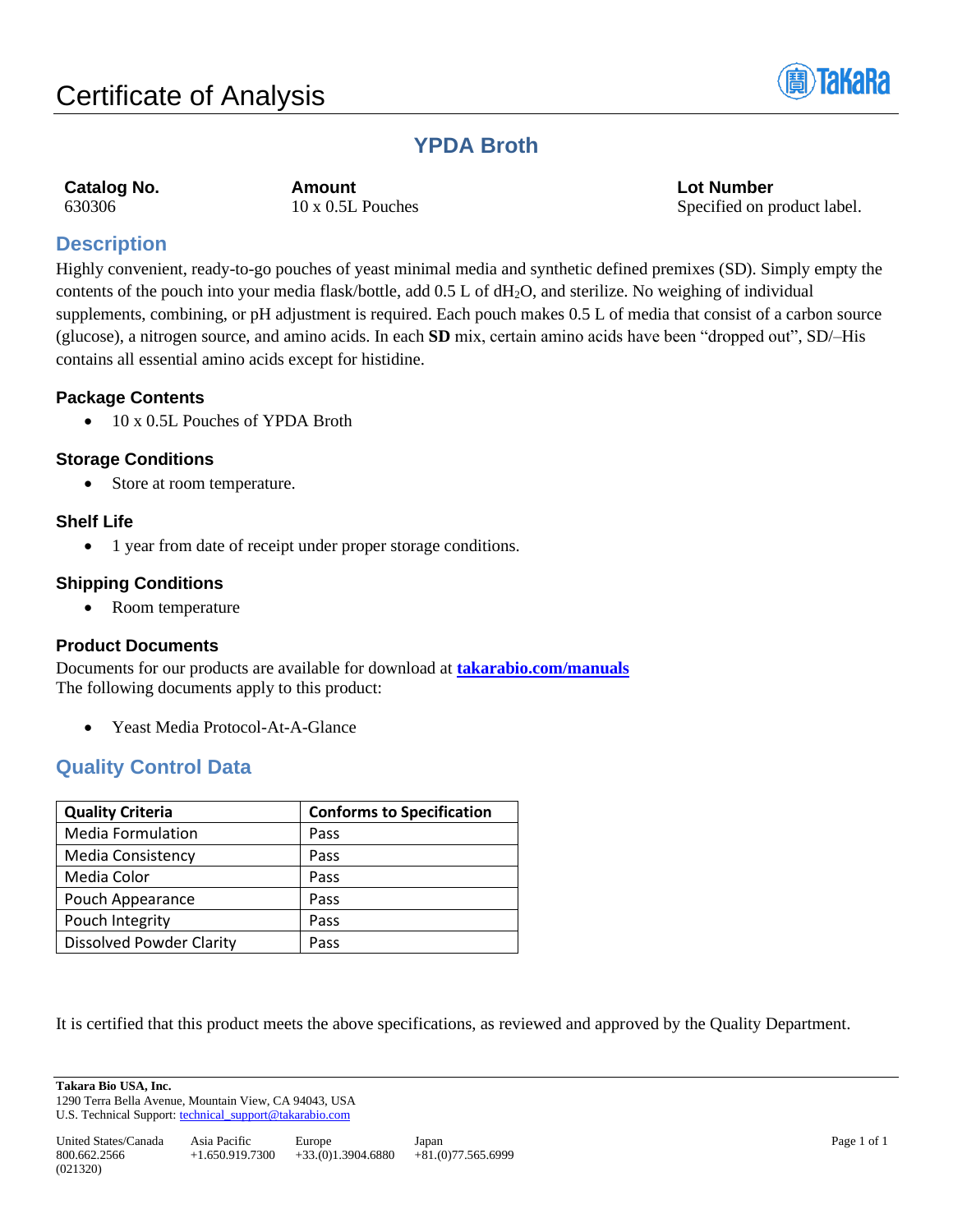# Certificate of Analysis

## YPDA Broth

| Catalog No. | Amount | Lot Number |
|---|---|---|
| 630306 | 10 x 0.5L Pouches | Specified on product label. |

## Description

Highly convenient, ready-to-go pouches of yeast minimal media and synthetic defined premixes (SD). Simply empty the contents of the pouch into your media flask/bottle, add 0.5 L of $dH_2O$, and sterilize. No weighing of individual supplements, combining, or pH adjustment is required. Each pouch makes 0.5 L of media that consist of a carbon source (glucose), a nitrogen source, and amino acids. In each **SD** mix, certain amino acids have been "dropped out", SD/–His contains all essential amino acids except for histidine.

### Package Contents

- 10 x 0.5L Pouches of YPDA Broth

### Storage Conditions

- Store at room temperature.

### Shelf Life

- 1 year from date of receipt under proper storage conditions.

### Shipping Conditions

- Room temperature

### Product Documents

Documents for our products are available for download at **takarabio.com/manuals**
The following documents apply to this product:

- Yeast Media Protocol-At-A-Glance

## Quality Control Data

| Quality Criteria | Conforms to Specification |
|---|---|
| Media Formulation | Pass |
| Media Consistency | Pass |
| Media Color | Pass |
| Pouch Appearance | Pass |
| Pouch Integrity | Pass |
| Dissolved Powder Clarity | Pass |

It is certified that this product meets the above specifications, as reviewed and approved by the Quality Department.

**Takara Bio USA, Inc.**
1290 Terra Bella Avenue, Mountain View, CA 94043, USA
U.S. Technical Support: technical_support@takarabio.com

| United States/Canada | Asia Pacific | Europe | Japan |
|---|---|---|---|
| 800.662.2566 | +1.650.919.7300 | +33.(0)1.3904.6880 | +81.(0)77.565.6999 |

(021320)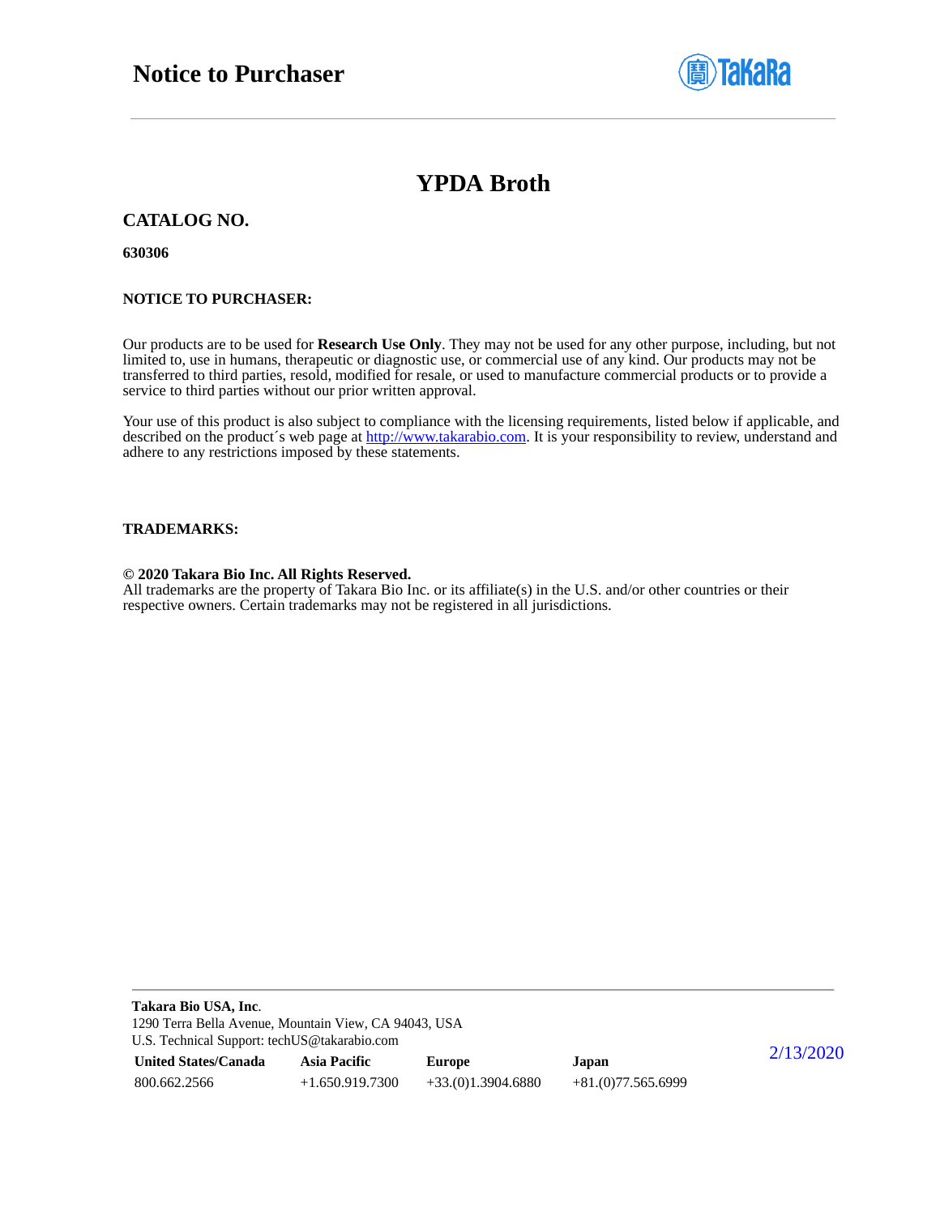# Notice to Purchaser

## YPDA Broth

### CATALOG NO.

**630306**

**NOTICE TO PURCHASER:**

Our products are to be used for **Research Use Only**. They may not be used for any other purpose, including, but not limited to, use in humans, therapeutic or diagnostic use, or commercial use of any kind. Our products may not be transferred to third parties, resold, modified for resale, or used to manufacture commercial products or to provide a service to third parties without our prior written approval.

Your use of this product is also subject to compliance with the licensing requirements, listed below if applicable, and described on the product´s web page at http://www.takarabio.com. It is your responsibility to review, understand and adhere to any restrictions imposed by these statements.

**TRADEMARKS:**

**© 2020 Takara Bio Inc. All Rights Reserved.**
All trademarks are the property of Takara Bio Inc. or its affiliate(s) in the U.S. and/or other countries or their respective owners. Certain trademarks may not be registered in all jurisdictions.

**Takara Bio USA, Inc**.
1290 Terra Bella Avenue, Mountain View, CA 94043, USA
U.S. Technical Support: techUS@takarabio.com

| United States/Canada | Asia Pacific | Europe | Japan |
|---|---|---|---|
| 800.662.2566 | +1.650.919.7300 | +33.(0)1.3904.6880 | +81.(0)77.565.6999 |

2/13/2020